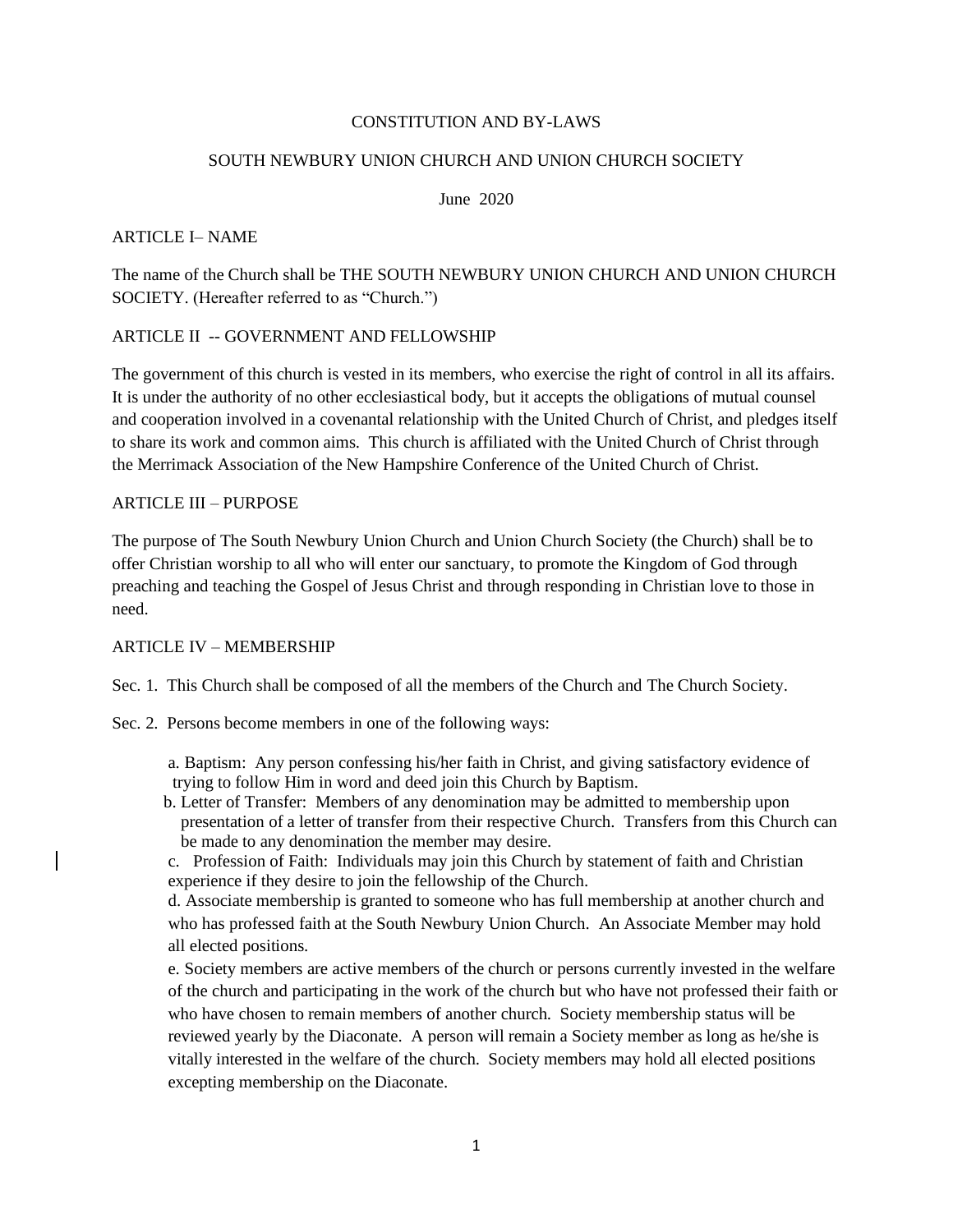# CONSTITUTION AND BY-LAWS

## SOUTH NEWBURY UNION CHURCH AND UNION CHURCH SOCIETY

June 2020

## ARTICLE I– NAME

The name of the Church shall be THE SOUTH NEWBURY UNION CHURCH AND UNION CHURCH SOCIETY. (Hereafter referred to as "Church.")

## ARTICLE II -- GOVERNMENT AND FELLOWSHIP

The government of this church is vested in its members, who exercise the right of control in all its affairs. It is under the authority of no other ecclesiastical body, but it accepts the obligations of mutual counsel and cooperation involved in a covenantal relationship with the United Church of Christ, and pledges itself to share its work and common aims. This church is affiliated with the United Church of Christ through the Merrimack Association of the New Hampshire Conference of the United Church of Christ.

## ARTICLE III – PURPOSE

The purpose of The South Newbury Union Church and Union Church Society (the Church) shall be to offer Christian worship to all who will enter our sanctuary, to promote the Kingdom of God through preaching and teaching the Gospel of Jesus Christ and through responding in Christian love to those in need.

## ARTICLE IV – MEMBERSHIP

Sec. 1. This Church shall be composed of all the members of the Church and The Church Society.

Sec. 2. Persons become members in one of the following ways:

a. Baptism: Any person confessing his/her faith in Christ, and giving satisfactory evidence of trying to follow Him in word and deed join this Church by Baptism.

b. Letter of Transfer: Members of any denomination may be admitted to membership upon presentation of a letter of transfer from their respective Church. Transfers from this Church can be made to any denomination the member may desire.

c. Profession of Faith: Individuals may join this Church by statement of faith and Christian experience if they desire to join the fellowship of the Church.

d. Associate membership is granted to someone who has full membership at another church and who has professed faith at the South Newbury Union Church. An Associate Member may hold all elected positions.

e. Society members are active members of the church or persons currently invested in the welfare of the church and participating in the work of the church but who have not professed their faith or who have chosen to remain members of another church. Society membership status will be reviewed yearly by the Diaconate. A person will remain a Society member as long as he/she is vitally interested in the welfare of the church. Society members may hold all elected positions excepting membership on the Diaconate.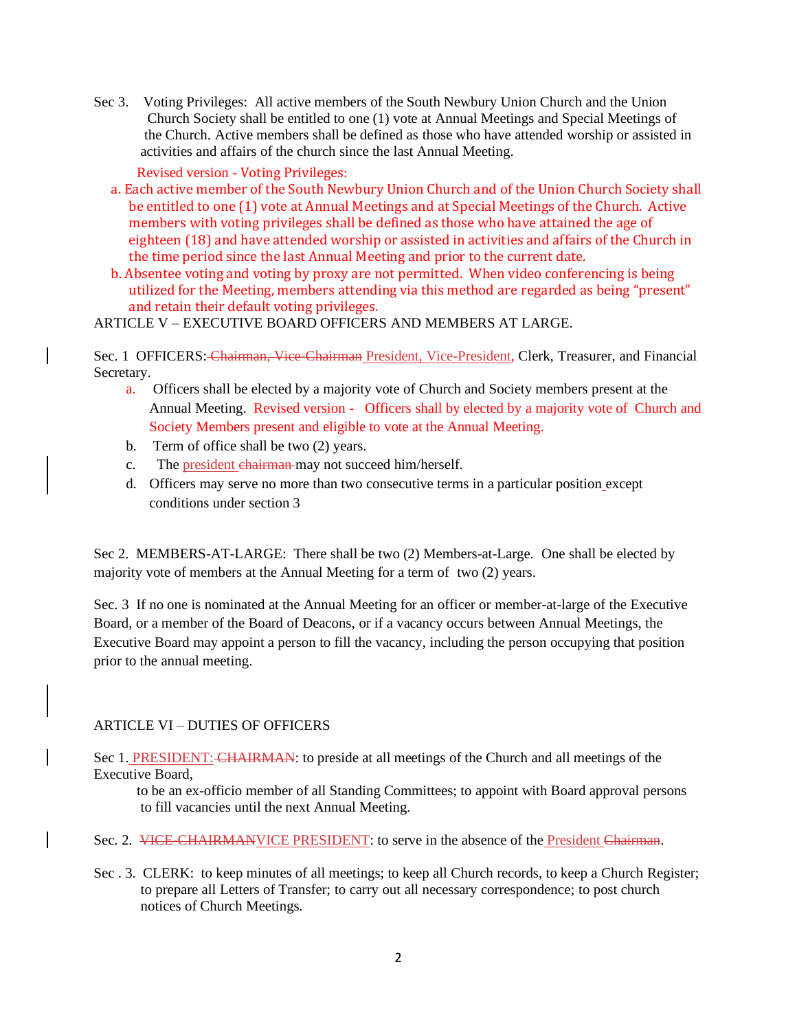Sec 3. Voting Privileges: All active members of the South Newbury Union Church and the Union Church Society shall be entitled to one (1) vote at Annual Meetings and Special Meetings of the Church. Active members shall be defined as those who have attended worship or assisted in activities and affairs of the church since the last Annual Meeting.

Revised version - Voting Privileges:

a. Each active member of the South Newbury Union Church and of the Union Church Society shall be entitled to one (1) vote at Annual Meetings and at Special Meetings of the Church. Active members with voting privileges shall be defined as those who have attained the age of eighteen (18) and have attended worship or assisted in activities and affairs of the Church in the time period since the last Annual Meeting and prior to the current date.

b. Absentee voting and voting by proxy are not permitted. When video conferencing is being utilized for the Meeting, members attending via this method are regarded as being "present" and retain their default voting privileges.

## ARTICLE V – EXECUTIVE BOARD OFFICERS AND MEMBERS AT LARGE.

Sec. 1 OFFICERS: ~~Chairman, Vice-Chairman~~ President, Vice-President, Clerk, Treasurer, and Financial Secretary.

a. Officers shall be elected by a majority vote of Church and Society members present at the Annual Meeting. Revised version - Officers shall by elected by a majority vote of Church and Society Members present and eligible to vote at the Annual Meeting.

b. Term of office shall be two (2) years.

c. The president ~~chairman~~ may not succeed him/herself.

d. Officers may serve no more than two consecutive terms in a particular position except conditions under section 3

Sec 2. MEMBERS-AT-LARGE: There shall be two (2) Members-at-Large. One shall be elected by majority vote of members at the Annual Meeting for a term of two (2) years.

Sec. 3 If no one is nominated at the Annual Meeting for an officer or member-at-large of the Executive Board, or a member of the Board of Deacons, or if a vacancy occurs between Annual Meetings, the Executive Board may appoint a person to fill the vacancy, including the person occupying that position prior to the annual meeting.

## ARTICLE VI – DUTIES OF OFFICERS

Sec 1. PRESIDENT: ~~CHAIRMAN~~: to preside at all meetings of the Church and all meetings of the Executive Board, to be an ex-officio member of all Standing Committees; to appoint with Board approval persons to fill vacancies until the next Annual Meeting.

Sec. 2. ~~VICE-CHAIRMAN~~VICE PRESIDENT: to serve in the absence of the President ~~Chairman~~.

Sec . 3. CLERK: to keep minutes of all meetings; to keep all Church records, to keep a Church Register; to prepare all Letters of Transfer; to carry out all necessary correspondence; to post church notices of Church Meetings.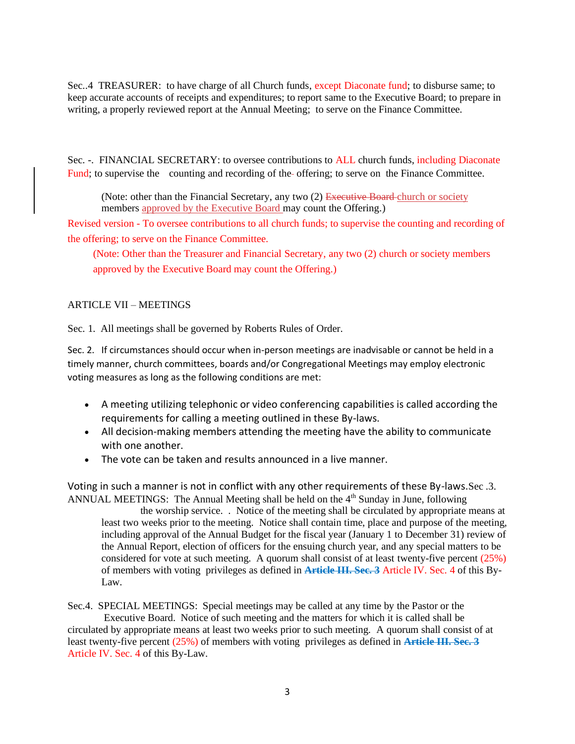Sec..4 TREASURER: to have charge of all Church funds, except Diaconate fund; to disburse same; to keep accurate accounts of receipts and expenditures; to report same to the Executive Board; to prepare in writing, a properly reviewed report at the Annual Meeting; to serve on the Finance Committee.

Sec. -. FINANCIAL SECRETARY: to oversee contributions to ALL church funds, including Diaconate Fund; to supervise the counting and recording of the offering; to serve on the Finance Committee.

> (Note: other than the Financial Secretary, any two (2) ~~Executive Board~~ church or society members approved by the Executive Board may count the Offering.)

Revised version - To oversee contributions to all church funds; to supervise the counting and recording of the offering; to serve on the Finance Committee.

> (Note: Other than the Treasurer and Financial Secretary, any two (2) church or society members approved by the Executive Board may count the Offering.)

## ARTICLE VII – MEETINGS

Sec. 1. All meetings shall be governed by Roberts Rules of Order.

Sec. 2. If circumstances should occur when in-person meetings are inadvisable or cannot be held in a timely manner, church committees, boards and/or Congregational Meetings may employ electronic voting measures as long as the following conditions are met:

- A meeting utilizing telephonic or video conferencing capabilities is called according the requirements for calling a meeting outlined in these By-laws.
- All decision-making members attending the meeting have the ability to communicate with one another.
- The vote can be taken and results announced in a live manner.

Voting in such a manner is not in conflict with any other requirements of these By-laws.

Sec .3. ANNUAL MEETINGS: The Annual Meeting shall be held on the 4th Sunday in June, following the worship service. . Notice of the meeting shall be circulated by appropriate means at least two weeks prior to the meeting. Notice shall contain time, place and purpose of the meeting, including approval of the Annual Budget for the fiscal year (January 1 to December 31) review of the Annual Report, election of officers for the ensuing church year, and any special matters to be considered for vote at such meeting. A quorum shall consist of at least twenty-five percent (25%) of members with voting privileges as defined in ~~**Article III. Sec. 3**~~ Article IV. Sec. 4 of this By-Law.

Sec.4. SPECIAL MEETINGS: Special meetings may be called at any time by the Pastor or the Executive Board. Notice of such meeting and the matters for which it is called shall be circulated by appropriate means at least two weeks prior to such meeting. A quorum shall consist of at least twenty-five percent (25%) of members with voting privileges as defined in ~~**Article III. Sec. 3**~~ Article IV. Sec. 4 of this By-Law.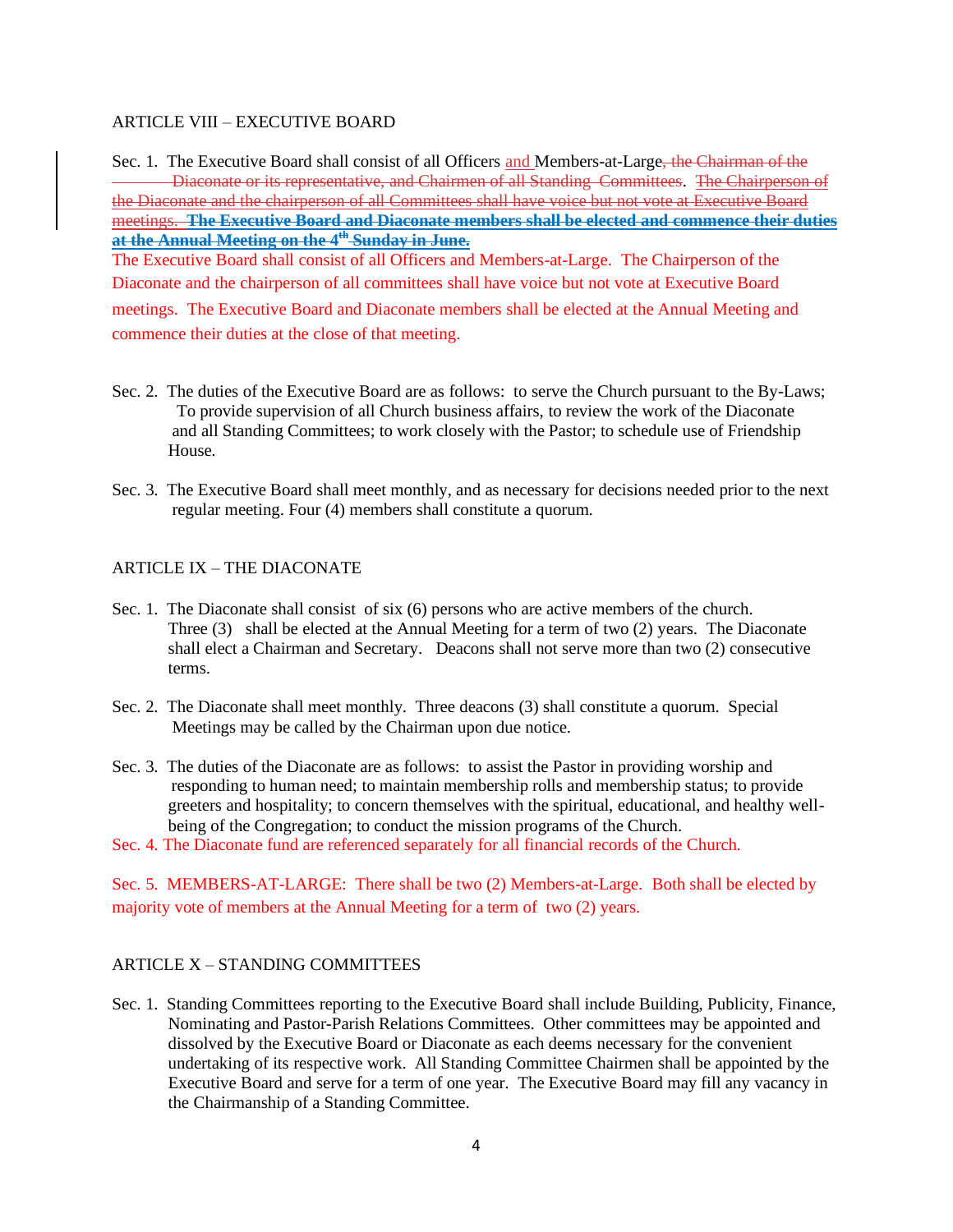ARTICLE VIII – EXECUTIVE BOARD

Sec. 1. The Executive Board shall consist of all Officers and Members-at-Large~~, the Chairman of the Diaconate or its representative, and Chairmen of all Standing Committees~~. ~~The Chairperson of the Diaconate and the chairperson of all Committees shall have voice but not vote at Executive Board meetings.~~ ~~**The Executive Board and Diaconate members shall be elected and commence their duties at the Annual Meeting on the 4th Sunday in June.**~~

The Executive Board shall consist of all Officers and Members-at-Large. The Chairperson of the Diaconate and the chairperson of all committees shall have voice but not vote at Executive Board meetings. The Executive Board and Diaconate members shall be elected at the Annual Meeting and commence their duties at the close of that meeting.

Sec. 2. The duties of the Executive Board are as follows: to serve the Church pursuant to the By-Laws; To provide supervision of all Church business affairs, to review the work of the Diaconate and all Standing Committees; to work closely with the Pastor; to schedule use of Friendship House.

Sec. 3. The Executive Board shall meet monthly, and as necessary for decisions needed prior to the next regular meeting. Four (4) members shall constitute a quorum.

ARTICLE IX – THE DIACONATE

Sec. 1. The Diaconate shall consist of six (6) persons who are active members of the church. Three (3) shall be elected at the Annual Meeting for a term of two (2) years. The Diaconate shall elect a Chairman and Secretary. Deacons shall not serve more than two (2) consecutive terms.

Sec. 2. The Diaconate shall meet monthly. Three deacons (3) shall constitute a quorum. Special Meetings may be called by the Chairman upon due notice.

Sec. 3. The duties of the Diaconate are as follows: to assist the Pastor in providing worship and responding to human need; to maintain membership rolls and membership status; to provide greeters and hospitality; to concern themselves with the spiritual, educational, and healthy well-being of the Congregation; to conduct the mission programs of the Church.

Sec. 4. The Diaconate fund are referenced separately for all financial records of the Church.

Sec. 5. MEMBERS-AT-LARGE: There shall be two (2) Members-at-Large. Both shall be elected by majority vote of members at the Annual Meeting for a term of two (2) years.

ARTICLE X – STANDING COMMITTEES

Sec. 1. Standing Committees reporting to the Executive Board shall include Building, Publicity, Finance, Nominating and Pastor-Parish Relations Committees. Other committees may be appointed and dissolved by the Executive Board or Diaconate as each deems necessary for the convenient undertaking of its respective work. All Standing Committee Chairmen shall be appointed by the Executive Board and serve for a term of one year. The Executive Board may fill any vacancy in the Chairmanship of a Standing Committee.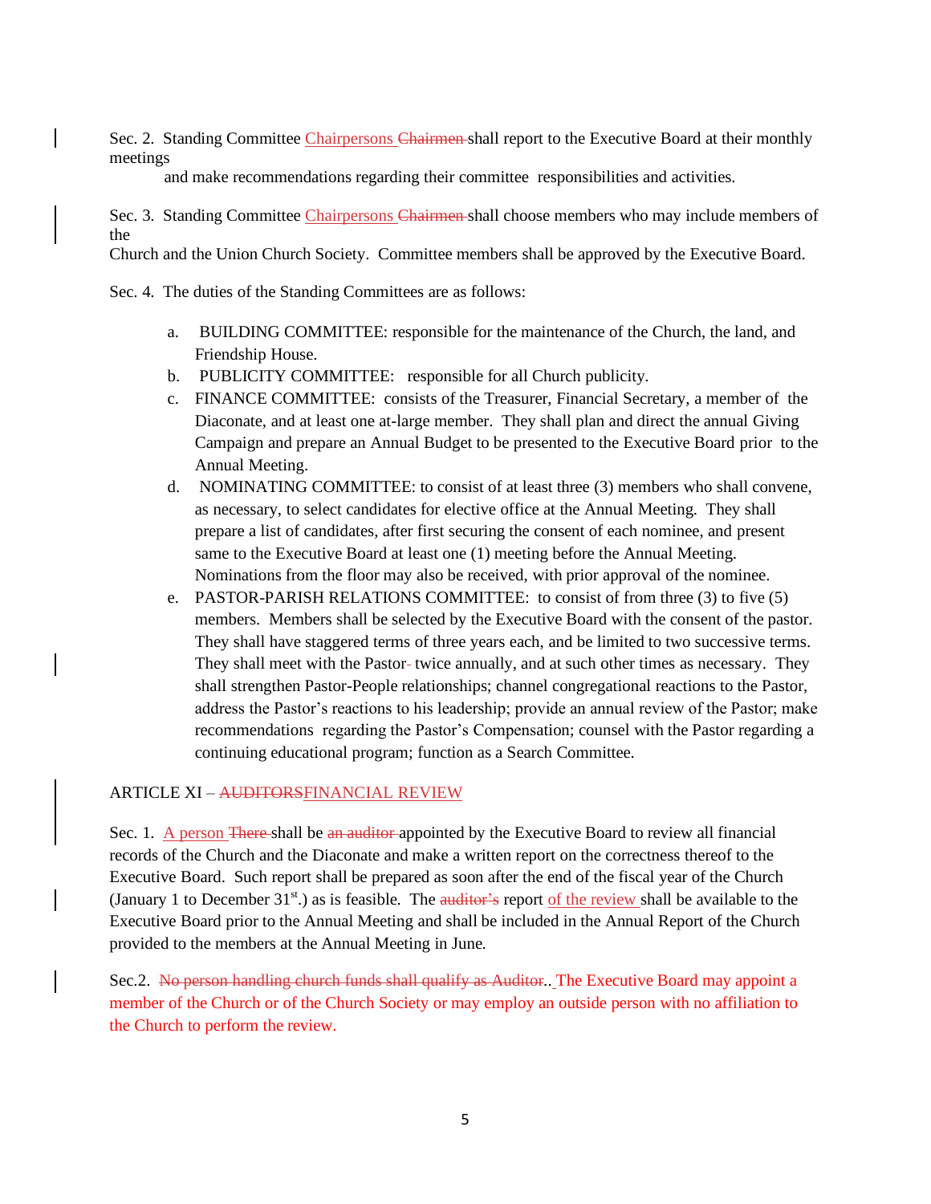Sec. 2. Standing Committee Chairpersons ~~Chairmen~~ shall report to the Executive Board at their monthly meetings and make recommendations regarding their committee responsibilities and activities.

Sec. 3. Standing Committee Chairpersons ~~Chairmen~~ shall choose members who may include members of the Church and the Union Church Society. Committee members shall be approved by the Executive Board.

Sec. 4. The duties of the Standing Committees are as follows:

a. BUILDING COMMITTEE: responsible for the maintenance of the Church, the land, and Friendship House.
b. PUBLICITY COMMITTEE: responsible for all Church publicity.
c. FINANCE COMMITTEE: consists of the Treasurer, Financial Secretary, a member of the Diaconate, and at least one at-large member. They shall plan and direct the annual Giving Campaign and prepare an Annual Budget to be presented to the Executive Board prior to the Annual Meeting.
d. NOMINATING COMMITTEE: to consist of at least three (3) members who shall convene, as necessary, to select candidates for elective office at the Annual Meeting. They shall prepare a list of candidates, after first securing the consent of each nominee, and present same to the Executive Board at least one (1) meeting before the Annual Meeting. Nominations from the floor may also be received, with prior approval of the nominee.
e. PASTOR-PARISH RELATIONS COMMITTEE: to consist of from three (3) to five (5) members. Members shall be selected by the Executive Board with the consent of the pastor. They shall have staggered terms of three years each, and be limited to two successive terms. They shall meet with the Pastor twice annually, and at such other times as necessary. They shall strengthen Pastor-People relationships; channel congregational reactions to the Pastor, address the Pastor's reactions to his leadership; provide an annual review of the Pastor; make recommendations regarding the Pastor's Compensation; counsel with the Pastor regarding a continuing educational program; function as a Search Committee.

ARTICLE XI – ~~AUDITORS~~FINANCIAL REVIEW

Sec. 1. A person ~~There~~ shall be ~~an auditor~~ appointed by the Executive Board to review all financial records of the Church and the Diaconate and make a written report on the correctness thereof to the Executive Board. Such report shall be prepared as soon after the end of the fiscal year of the Church (January 1 to December 31st.) as is feasible. The ~~auditor's~~ report of the review shall be available to the Executive Board prior to the Annual Meeting and shall be included in the Annual Report of the Church provided to the members at the Annual Meeting in June.

Sec.2. ~~No person handling church funds shall qualify as Auditor.~~. The Executive Board may appoint a member of the Church or of the Church Society or may employ an outside person with no affiliation to the Church to perform the review.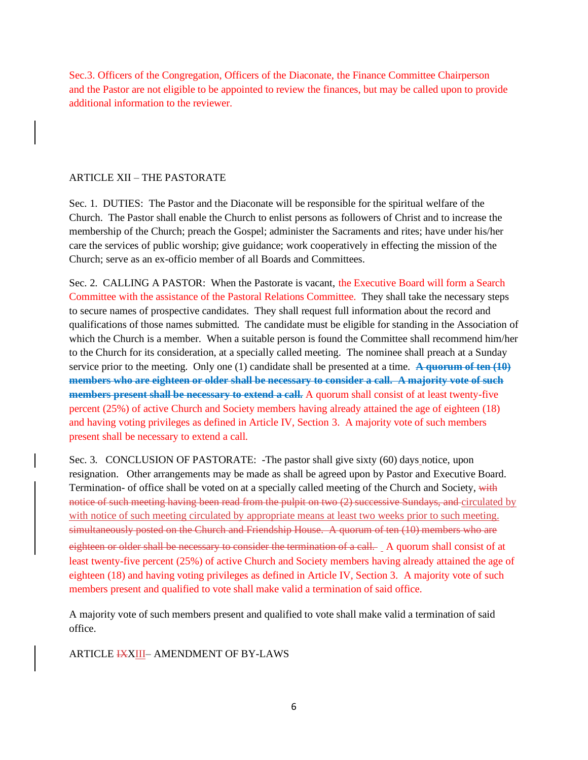Sec.3. Officers of the Congregation, Officers of the Diaconate, the Finance Committee Chairperson and the Pastor are not eligible to be appointed to review the finances, but may be called upon to provide additional information to the reviewer.

ARTICLE XII – THE PASTORATE

Sec. 1. DUTIES: The Pastor and the Diaconate will be responsible for the spiritual welfare of the Church. The Pastor shall enable the Church to enlist persons as followers of Christ and to increase the membership of the Church; preach the Gospel; administer the Sacraments and rites; have under his/her care the services of public worship; give guidance; work cooperatively in effecting the mission of the Church; serve as an ex-officio member of all Boards and Committees.

Sec. 2. CALLING A PASTOR: When the Pastorate is vacant, the Executive Board will form a Search Committee with the assistance of the Pastoral Relations Committee. They shall take the necessary steps to secure names of prospective candidates. They shall request full information about the record and qualifications of those names submitted. The candidate must be eligible for standing in the Association of which the Church is a member. When a suitable person is found the Committee shall recommend him/her to the Church for its consideration, at a specially called meeting. The nominee shall preach at a Sunday service prior to the meeting. Only one (1) candidate shall be presented at a time. ~~**A quorum of ten (10) members who are eighteen or older shall be necessary to consider a call. A majority vote of such members present shall be necessary to extend a call.**~~ A quorum shall consist of at least twenty-five percent (25%) of active Church and Society members having already attained the age of eighteen (18) and having voting privileges as defined in Article IV, Section 3. A majority vote of such members present shall be necessary to extend a call.

Sec. 3. CONCLUSION OF PASTORATE: -The pastor shall give sixty (60) days notice, upon resignation. Other arrangements may be made as shall be agreed upon by Pastor and Executive Board. Termination- of office shall be voted on at a specially called meeting of the Church and Society, ~~with notice of such meeting having been read from the pulpit on two (2) successive Sundays, and~~ circulated by with notice of such meeting circulated by appropriate means at least two weeks prior to such meeting. ~~simultaneously posted on the Church and Friendship House. A quorum of ten (10) members who are eighteen or older shall be necessary to consider the termination of a call.~~ A quorum shall consist of at least twenty-five percent (25%) of active Church and Society members having already attained the age of eighteen (18) and having voting privileges as defined in Article IV, Section 3. A majority vote of such members present and qualified to vote shall make valid a termination of said office.

A majority vote of such members present and qualified to vote shall make valid a termination of said office.

ARTICLE ~~IX~~XIII– AMENDMENT OF BY-LAWS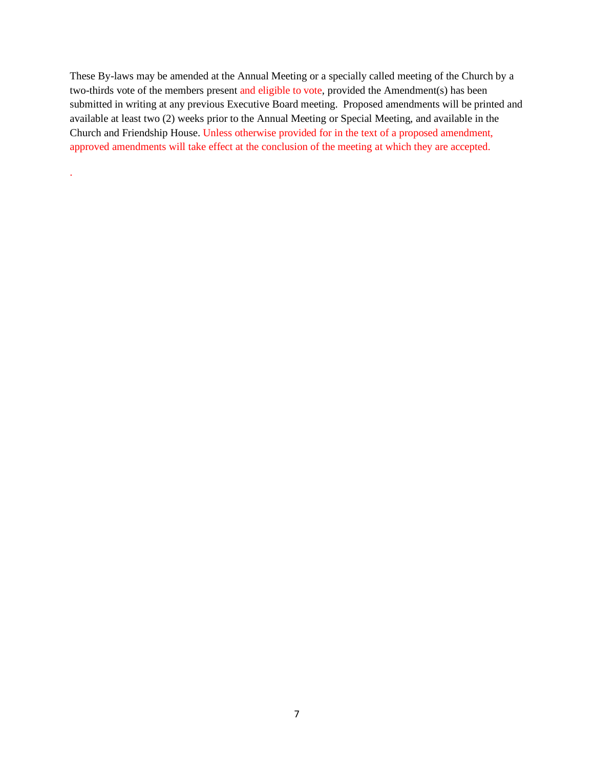These By-laws may be amended at the Annual Meeting or a specially called meeting of the Church by a two-thirds vote of the members present and eligible to vote, provided the Amendment(s) has been submitted in writing at any previous Executive Board meeting. Proposed amendments will be printed and available at least two (2) weeks prior to the Annual Meeting or Special Meeting, and available in the Church and Friendship House. Unless otherwise provided for in the text of a proposed amendment, approved amendments will take effect at the conclusion of the meeting at which they are accepted.

.